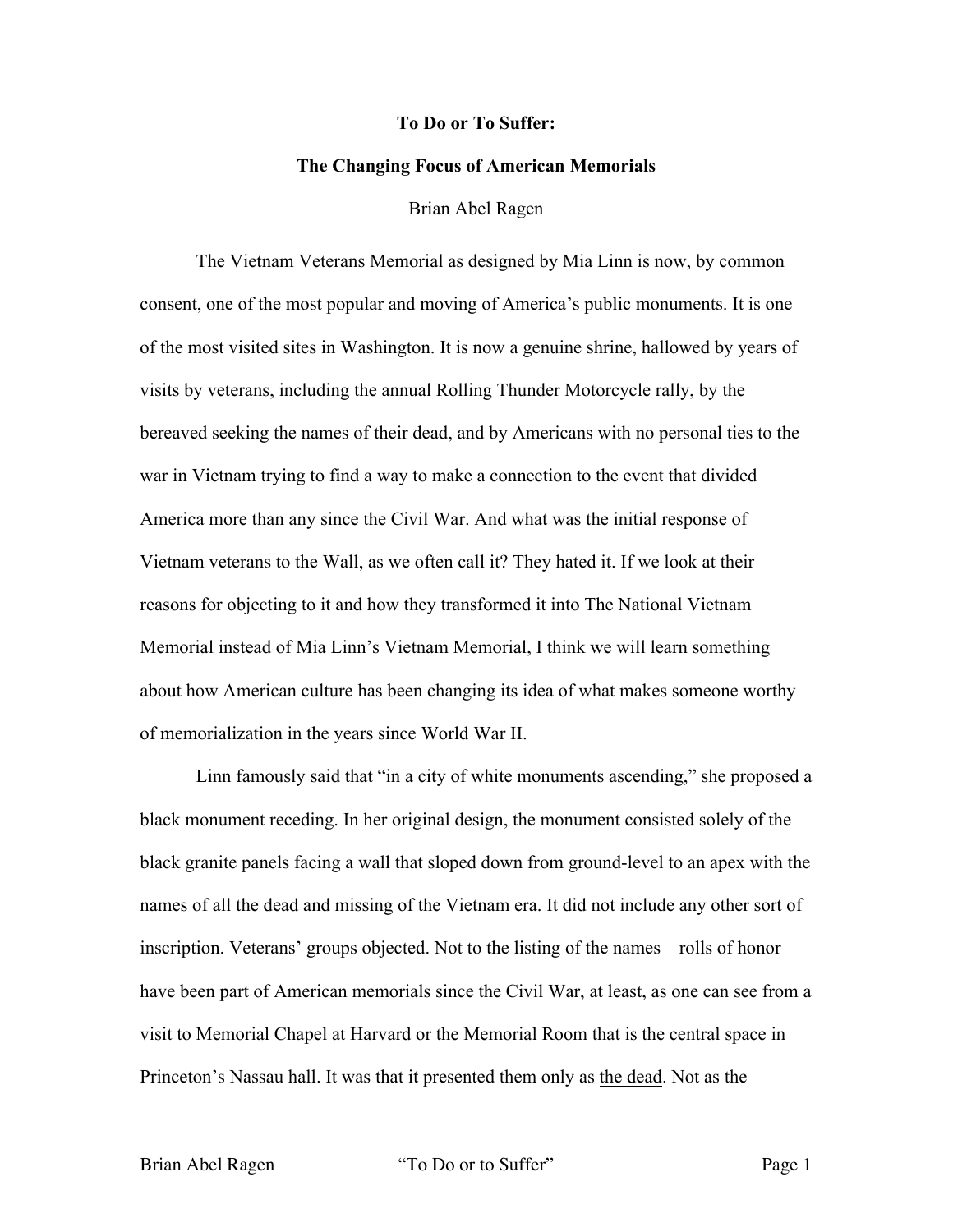# To Do or To Suffer:

## The Changing Focus of American Memorials

Brian Abel Ragen

The Vietnam Veterans Memorial as designed by Mia Linn is now, by common consent, one of the most popular and moving of America's public monuments. It is one of the most visited sites in Washington. It is now a genuine shrine, hallowed by years of visits by veterans, including the annual Rolling Thunder Motorcycle rally, by the bereaved seeking the names of their dead, and by Americans with no personal ties to the war in Vietnam trying to find a way to make a connection to the event that divided America more than any since the Civil War. And what was the initial response of Vietnam veterans to the Wall, as we often call it? They hated it. If we look at their reasons for objecting to it and how they transformed it into The National Vietnam Memorial instead of Mia Linn's Vietnam Memorial, I think we will learn something about how American culture has been changing its idea of what makes someone worthy of memorialization in the years since World War II.

Linn famously said that "in a city of white monuments ascending," she proposed a black monument receding. In her original design, the monument consisted solely of the black granite panels facing a wall that sloped down from ground-level to an apex with the names of all the dead and missing of the Vietnam era. It did not include any other sort of inscription. Veterans' groups objected. Not to the listing of the names—rolls of honor have been part of American memorials since the Civil War, at least, as one can see from a visit to Memorial Chapel at Harvard or the Memorial Room that is the central space in Princeton's Nassau hall. It was that it presented them only as <u>the dead</u>. Not as the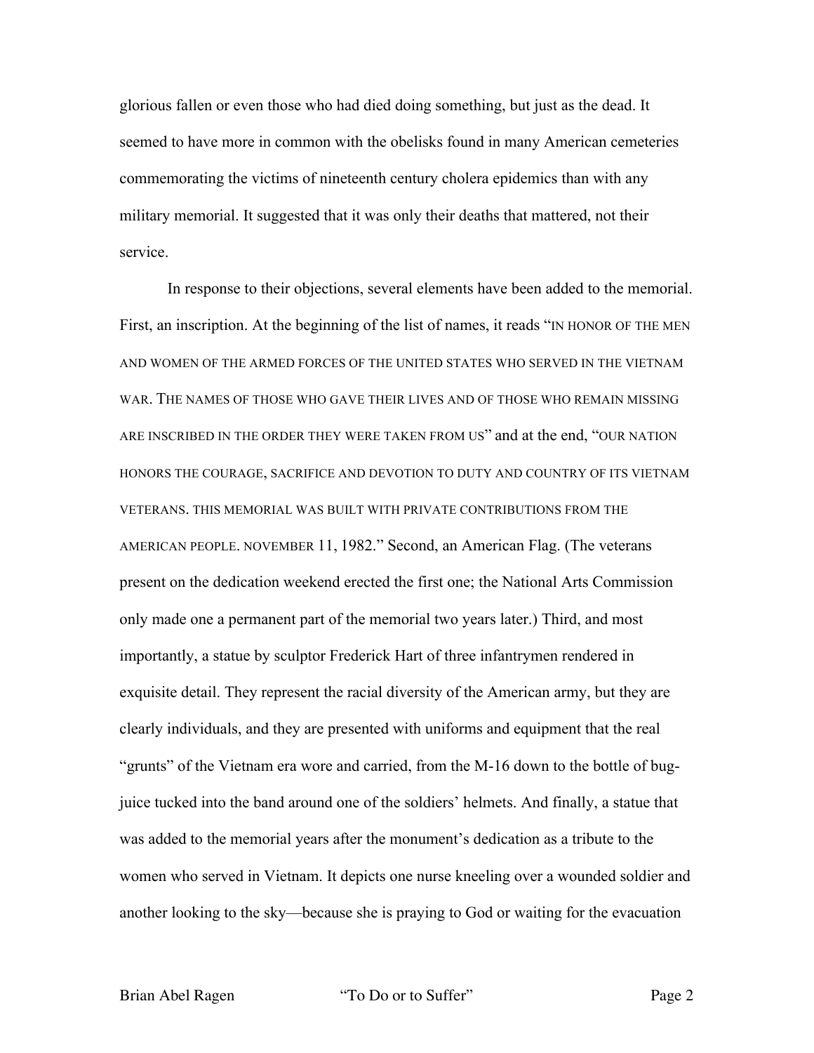glorious fallen or even those who had died doing something, but just as the dead. It seemed to have more in common with the obelisks found in many American cemeteries commemorating the victims of nineteenth century cholera epidemics than with any military memorial. It suggested that it was only their deaths that mattered, not their service.

In response to their objections, several elements have been added to the memorial. First, an inscription. At the beginning of the list of names, it reads "IN HONOR OF THE MEN AND WOMEN OF THE ARMED FORCES OF THE UNITED STATES WHO SERVED IN THE VIETNAM WAR. THE NAMES OF THOSE WHO GAVE THEIR LIVES AND OF THOSE WHO REMAIN MISSING ARE INSCRIBED IN THE ORDER THEY WERE TAKEN FROM US" and at the end, "OUR NATION HONORS THE COURAGE, SACRIFICE AND DEVOTION TO DUTY AND COUNTRY OF ITS VIETNAM VETERANS. THIS MEMORIAL WAS BUILT WITH PRIVATE CONTRIBUTIONS FROM THE AMERICAN PEOPLE. NOVEMBER 11, 1982." Second, an American Flag. (The veterans present on the dedication weekend erected the first one; the National Arts Commission only made one a permanent part of the memorial two years later.) Third, and most importantly, a statue by sculptor Frederick Hart of three infantrymen rendered in exquisite detail. They represent the racial diversity of the American army, but they are clearly individuals, and they are presented with uniforms and equipment that the real "grunts" of the Vietnam era wore and carried, from the M-16 down to the bottle of bug-juice tucked into the band around one of the soldiers' helmets. And finally, a statue that was added to the memorial years after the monument's dedication as a tribute to the women who served in Vietnam. It depicts one nurse kneeling over a wounded soldier and another looking to the sky—because she is praying to God or waiting for the evacuation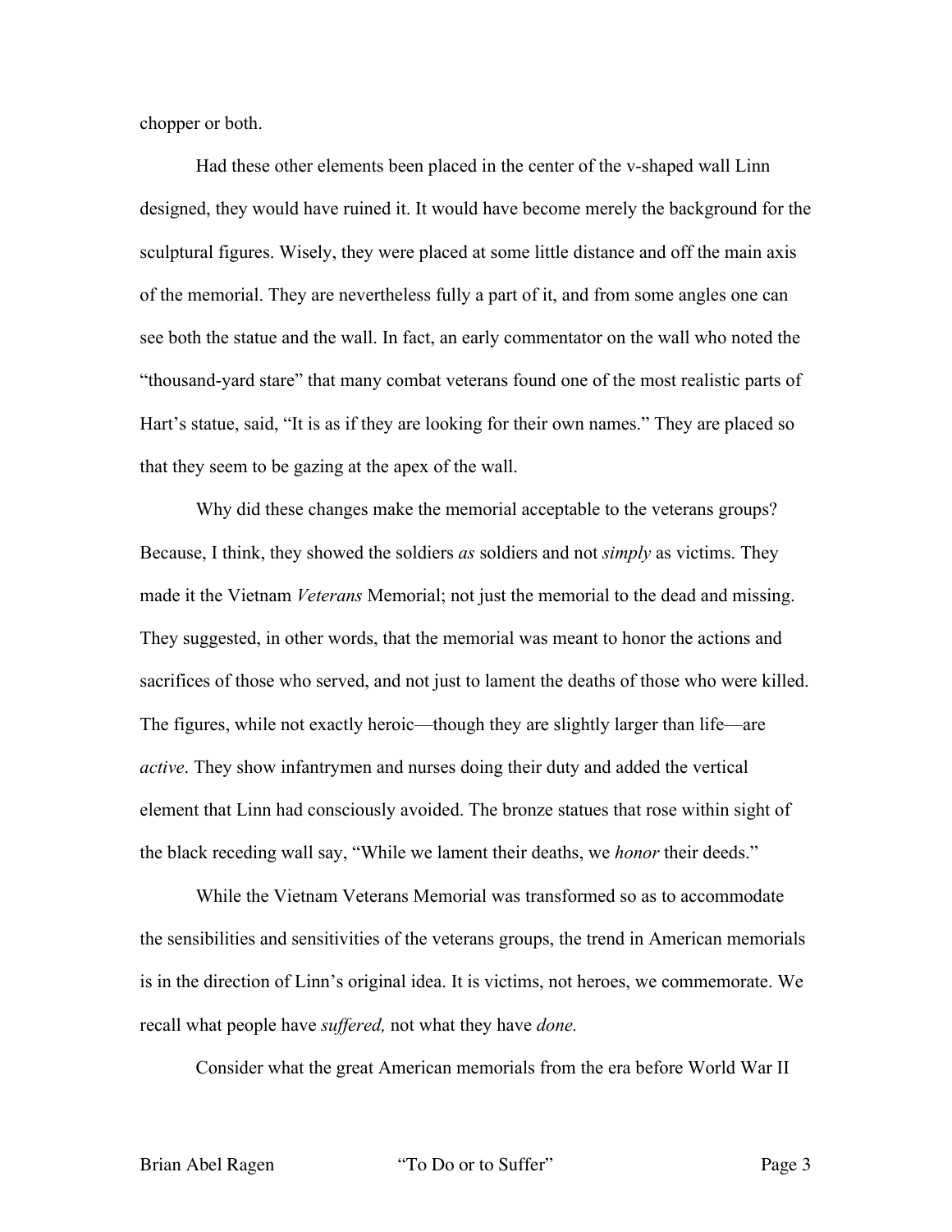chopper or both.

Had these other elements been placed in the center of the v-shaped wall Linn designed, they would have ruined it. It would have become merely the background for the sculptural figures. Wisely, they were placed at some little distance and off the main axis of the memorial. They are nevertheless fully a part of it, and from some angles one can see both the statue and the wall. In fact, an early commentator on the wall who noted the "thousand-yard stare" that many combat veterans found one of the most realistic parts of Hart's statue, said, "It is as if they are looking for their own names." They are placed so that they seem to be gazing at the apex of the wall.

Why did these changes make the memorial acceptable to the veterans groups? Because, I think, they showed the soldiers *as* soldiers and not *simply* as victims. They made it the Vietnam *Veterans* Memorial; not just the memorial to the dead and missing. They suggested, in other words, that the memorial was meant to honor the actions and sacrifices of those who served, and not just to lament the deaths of those who were killed. The figures, while not exactly heroic—though they are slightly larger than life—are *active*. They show infantrymen and nurses doing their duty and added the vertical element that Linn had consciously avoided. The bronze statues that rose within sight of the black receding wall say, "While we lament their deaths, we *honor* their deeds."

While the Vietnam Veterans Memorial was transformed so as to accommodate the sensibilities and sensitivities of the veterans groups, the trend in American memorials is in the direction of Linn's original idea. It is victims, not heroes, we commemorate. We recall what people have *suffered,* not what they have *done.*

Consider what the great American memorials from the era before World War II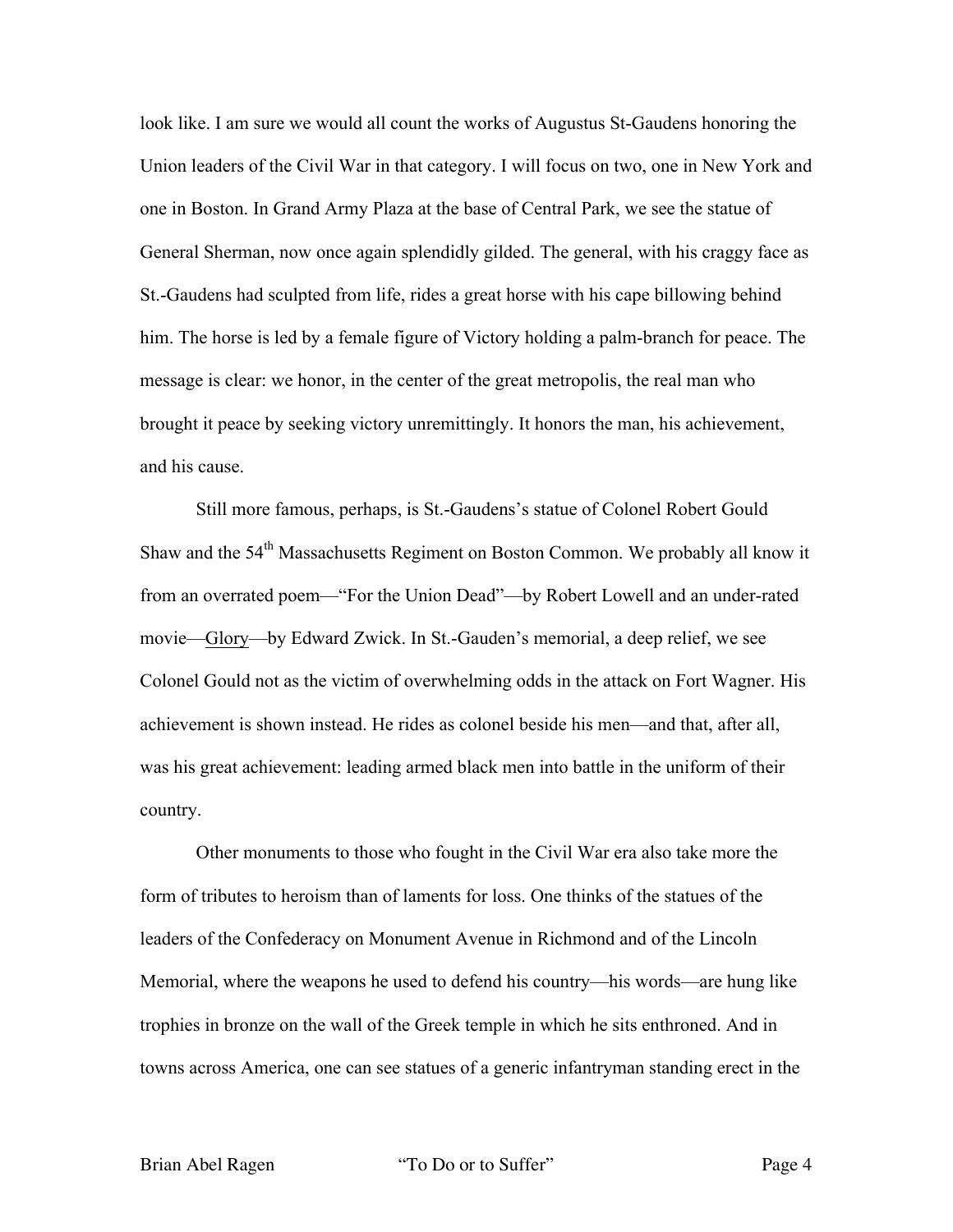look like. I am sure we would all count the works of Augustus St-Gaudens honoring the Union leaders of the Civil War in that category. I will focus on two, one in New York and one in Boston. In Grand Army Plaza at the base of Central Park, we see the statue of General Sherman, now once again splendidly gilded. The general, with his craggy face as St.-Gaudens had sculpted from life, rides a great horse with his cape billowing behind him. The horse is led by a female figure of Victory holding a palm-branch for peace. The message is clear: we honor, in the center of the great metropolis, the real man who brought it peace by seeking victory unremittingly. It honors the man, his achievement, and his cause.

Still more famous, perhaps, is St.-Gaudens's statue of Colonel Robert Gould Shaw and the 54th Massachusetts Regiment on Boston Common. We probably all know it from an overrated poem—"For the Union Dead"—by Robert Lowell and an under-rated movie—<u>Glory</u>—by Edward Zwick. In St.-Gauden's memorial, a deep relief, we see Colonel Gould not as the victim of overwhelming odds in the attack on Fort Wagner. His achievement is shown instead. He rides as colonel beside his men—and that, after all, was his great achievement: leading armed black men into battle in the uniform of their country.

Other monuments to those who fought in the Civil War era also take more the form of tributes to heroism than of laments for loss. One thinks of the statues of the leaders of the Confederacy on Monument Avenue in Richmond and of the Lincoln Memorial, where the weapons he used to defend his country—his words—are hung like trophies in bronze on the wall of the Greek temple in which he sits enthroned. And in towns across America, one can see statues of a generic infantryman standing erect in the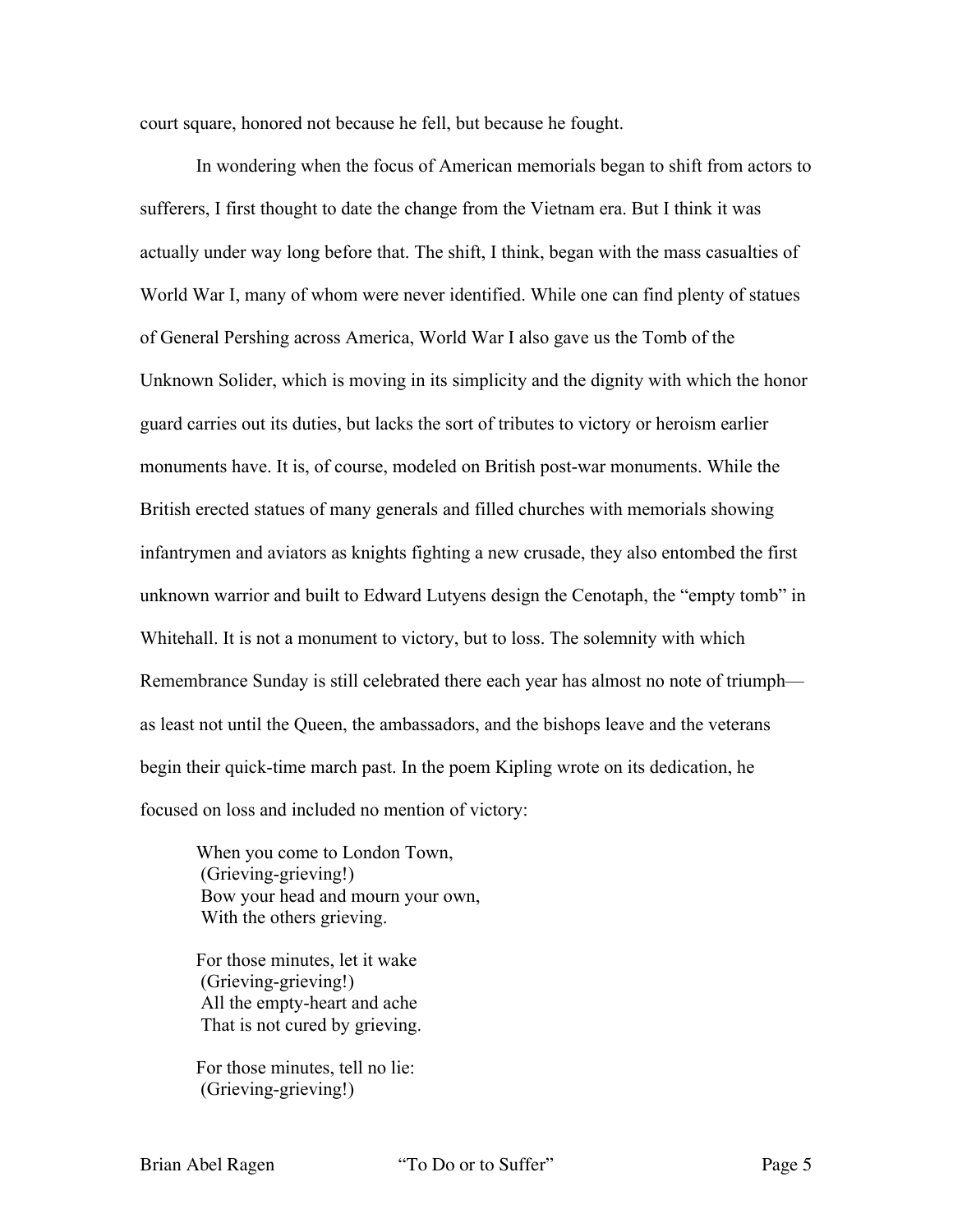court square, honored not because he fell, but because he fought.

In wondering when the focus of American memorials began to shift from actors to sufferers, I first thought to date the change from the Vietnam era. But I think it was actually under way long before that. The shift, I think, began with the mass casualties of World War I, many of whom were never identified. While one can find plenty of statues of General Pershing across America, World War I also gave us the Tomb of the Unknown Solider, which is moving in its simplicity and the dignity with which the honor guard carries out its duties, but lacks the sort of tributes to victory or heroism earlier monuments have. It is, of course, modeled on British post-war monuments. While the British erected statues of many generals and filled churches with memorials showing infantrymen and aviators as knights fighting a new crusade, they also entombed the first unknown warrior and built to Edward Lutyens design the Cenotaph, the "empty tomb" in Whitehall. It is not a monument to victory, but to loss. The solemnity with which Remembrance Sunday is still celebrated there each year has almost no note of triumph—as least not until the Queen, the ambassadors, and the bishops leave and the veterans begin their quick-time march past. In the poem Kipling wrote on its dedication, he focused on loss and included no mention of victory:

> When you come to London Town,  
> (Grieving-grieving!)  
> Bow your head and mourn your own,  
> With the others grieving.
>
> For those minutes, let it wake  
> (Grieving-grieving!)  
> All the empty-heart and ache  
> That is not cured by grieving.
>
> For those minutes, tell no lie:  
> (Grieving-grieving!)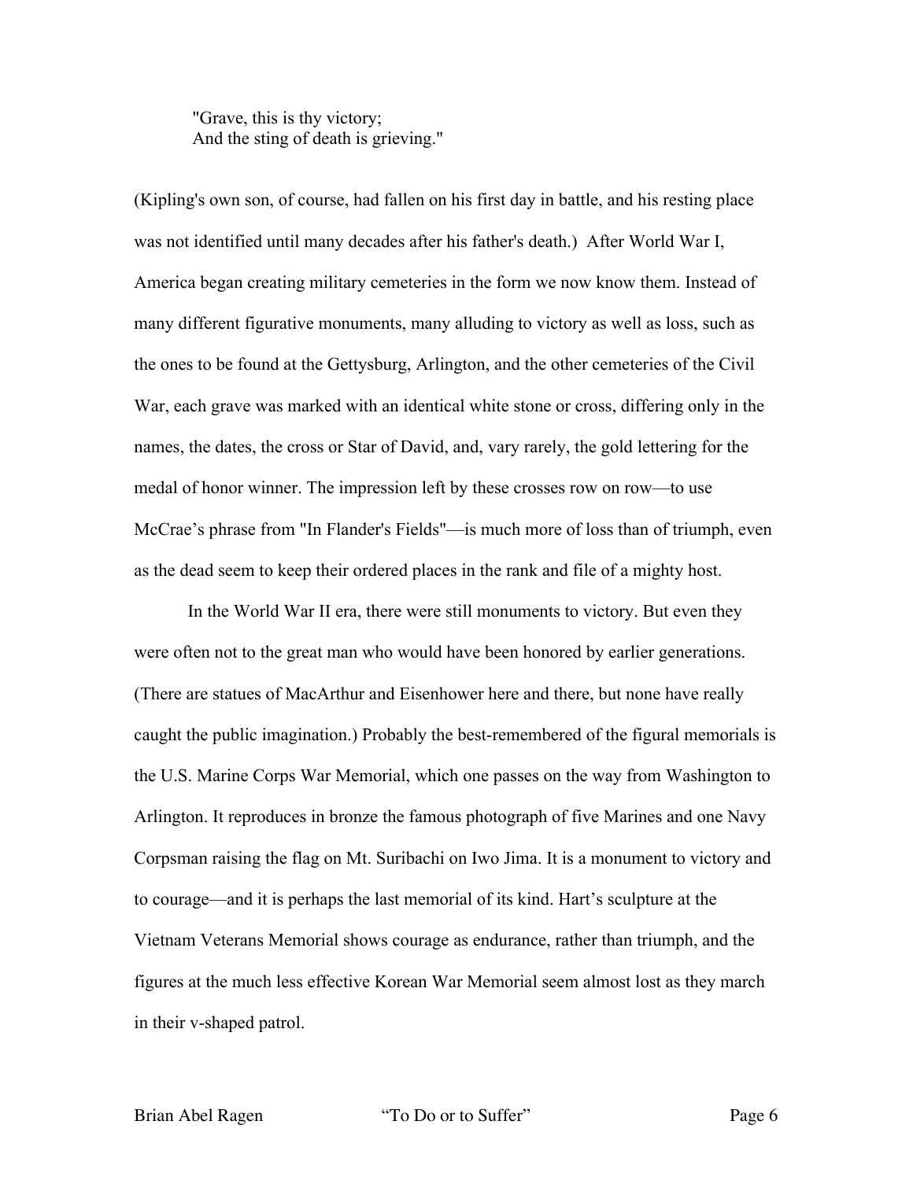> "Grave, this is thy victory;
> And the sting of death is grieving."

(Kipling's own son, of course, had fallen on his first day in battle, and his resting place was not identified until many decades after his father's death.) After World War I, America began creating military cemeteries in the form we now know them. Instead of many different figurative monuments, many alluding to victory as well as loss, such as the ones to be found at the Gettysburg, Arlington, and the other cemeteries of the Civil War, each grave was marked with an identical white stone or cross, differing only in the names, the dates, the cross or Star of David, and, vary rarely, the gold lettering for the medal of honor winner. The impression left by these crosses row on row—to use McCrae's phrase from "In Flander's Fields"—is much more of loss than of triumph, even as the dead seem to keep their ordered places in the rank and file of a mighty host.

In the World War II era, there were still monuments to victory. But even they were often not to the great man who would have been honored by earlier generations. (There are statues of MacArthur and Eisenhower here and there, but none have really caught the public imagination.) Probably the best-remembered of the figural memorials is the U.S. Marine Corps War Memorial, which one passes on the way from Washington to Arlington. It reproduces in bronze the famous photograph of five Marines and one Navy Corpsman raising the flag on Mt. Suribachi on Iwo Jima. It is a monument to victory and to courage—and it is perhaps the last memorial of its kind. Hart's sculpture at the Vietnam Veterans Memorial shows courage as endurance, rather than triumph, and the figures at the much less effective Korean War Memorial seem almost lost as they march in their v-shaped patrol.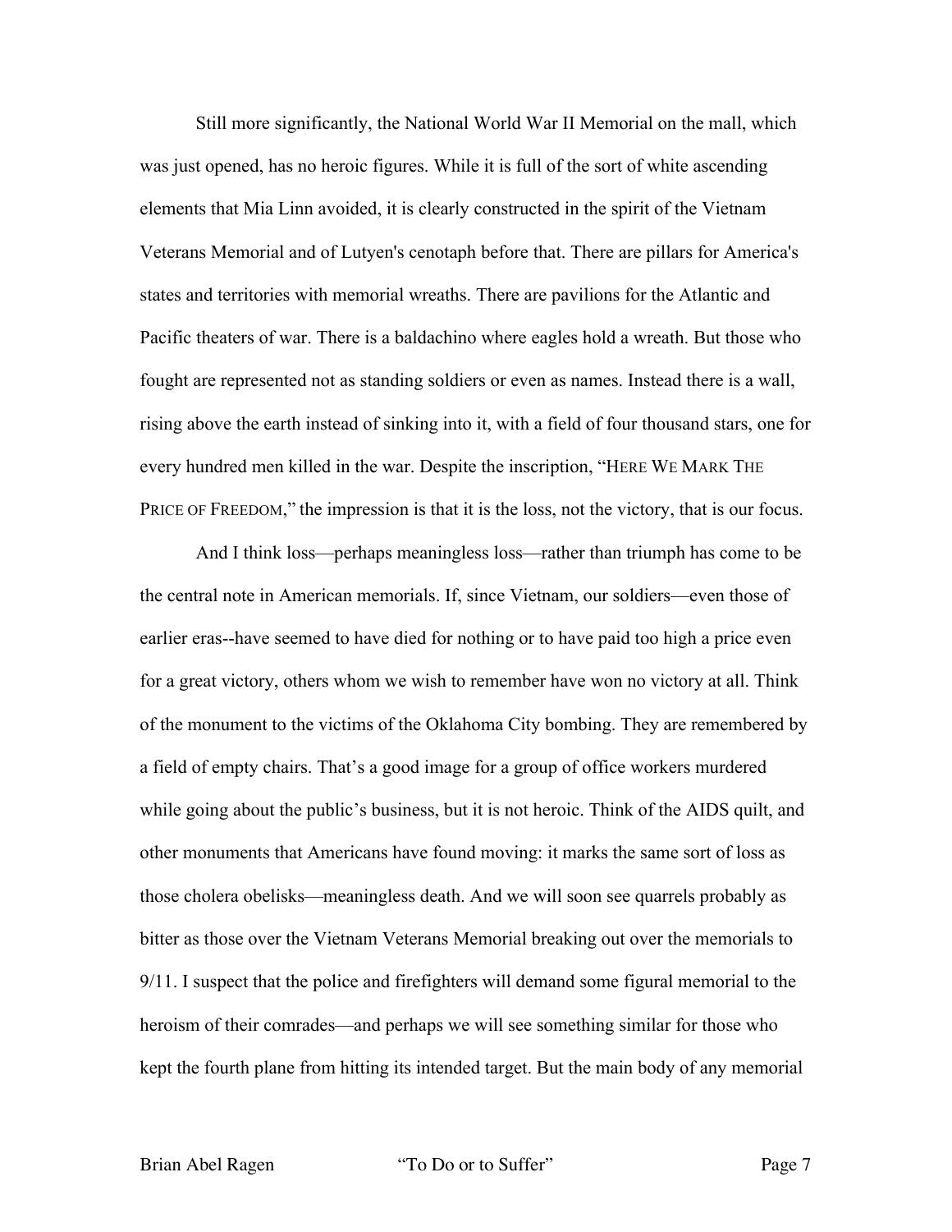Still more significantly, the National World War II Memorial on the mall, which was just opened, has no heroic figures. While it is full of the sort of white ascending elements that Mia Linn avoided, it is clearly constructed in the spirit of the Vietnam Veterans Memorial and of Lutyen's cenotaph before that. There are pillars for America's states and territories with memorial wreaths. There are pavilions for the Atlantic and Pacific theaters of war. There is a baldachino where eagles hold a wreath. But those who fought are represented not as standing soldiers or even as names. Instead there is a wall, rising above the earth instead of sinking into it, with a field of four thousand stars, one for every hundred men killed in the war. Despite the inscription, "HERE WE MARK THE PRICE OF FREEDOM," the impression is that it is the loss, not the victory, that is our focus.

And I think loss—perhaps meaningless loss—rather than triumph has come to be the central note in American memorials. If, since Vietnam, our soldiers—even those of earlier eras--have seemed to have died for nothing or to have paid too high a price even for a great victory, others whom we wish to remember have won no victory at all. Think of the monument to the victims of the Oklahoma City bombing. They are remembered by a field of empty chairs. That's a good image for a group of office workers murdered while going about the public's business, but it is not heroic. Think of the AIDS quilt, and other monuments that Americans have found moving: it marks the same sort of loss as those cholera obelisks—meaningless death. And we will soon see quarrels probably as bitter as those over the Vietnam Veterans Memorial breaking out over the memorials to 9/11. I suspect that the police and firefighters will demand some figural memorial to the heroism of their comrades—and perhaps we will see something similar for those who kept the fourth plane from hitting its intended target. But the main body of any memorial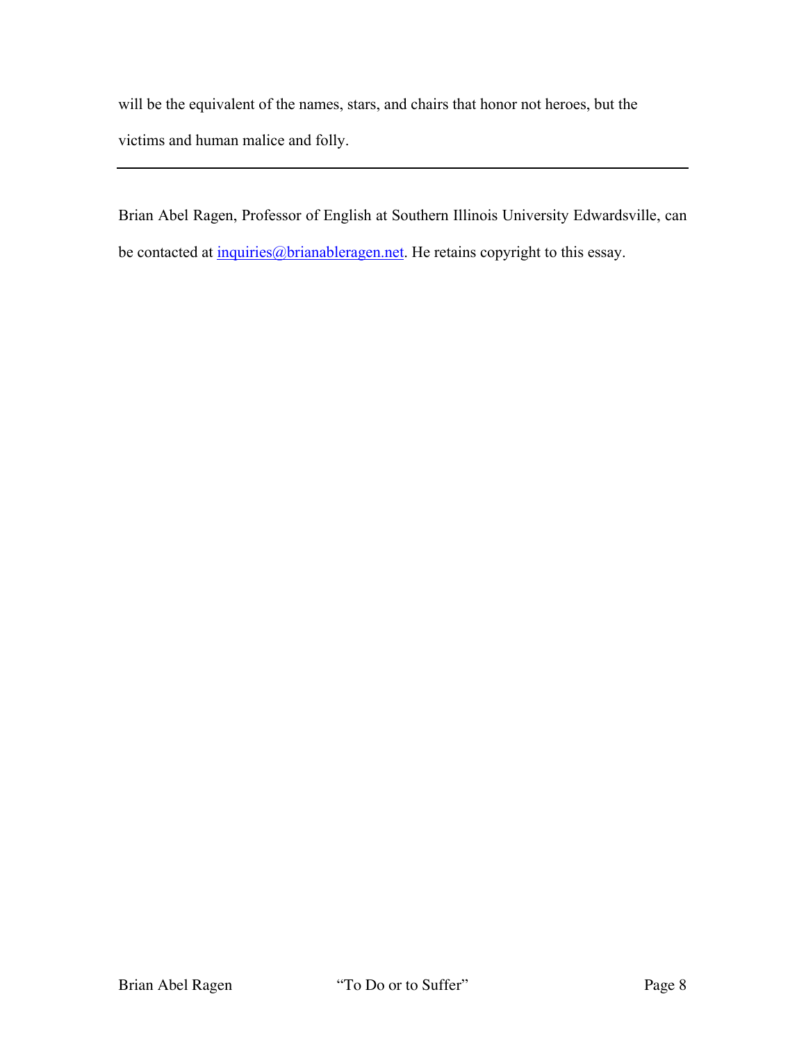will be the equivalent of the names, stars, and chairs that honor not heroes, but the victims and human malice and folly.

---

Brian Abel Ragen, Professor of English at Southern Illinois University Edwardsville, can be contacted at inquiries@brianableragen.net. He retains copyright to this essay.